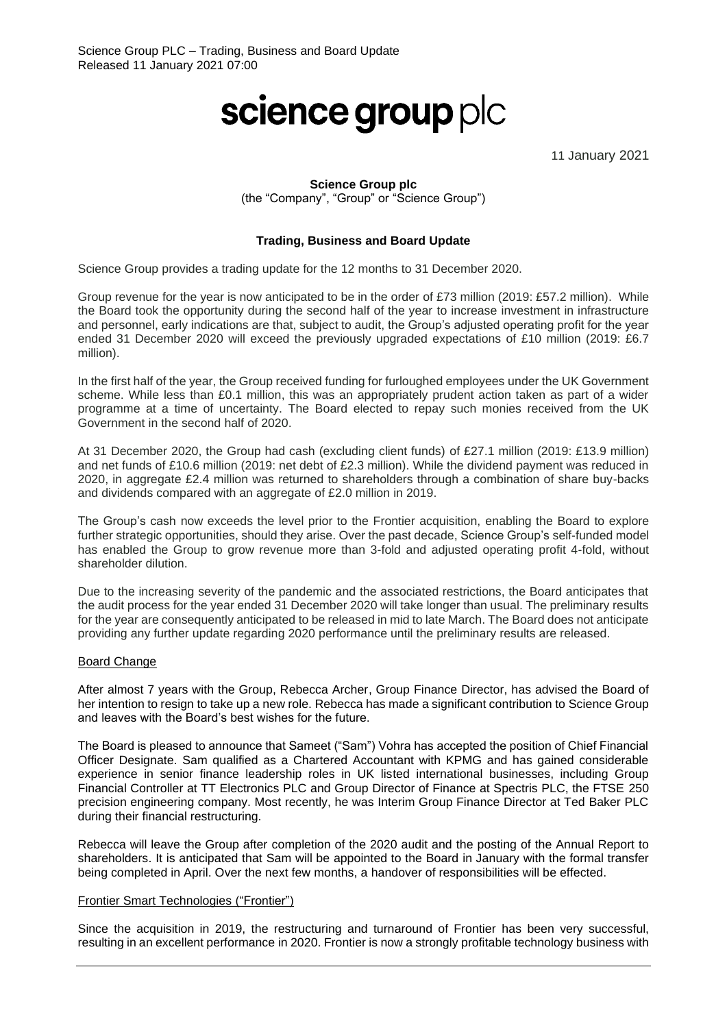Science Group PLC – Trading, Business and Board Update
Released 11 January 2021 07:00

# science group plc

11 January 2021

**Science Group plc**
(the "Company", "Group" or "Science Group")

## Trading, Business and Board Update

Science Group provides a trading update for the 12 months to 31 December 2020.

Group revenue for the year is now anticipated to be in the order of £73 million (2019: £57.2 million). While the Board took the opportunity during the second half of the year to increase investment in infrastructure and personnel, early indications are that, subject to audit, the Group's adjusted operating profit for the year ended 31 December 2020 will exceed the previously upgraded expectations of £10 million (2019: £6.7 million).

In the first half of the year, the Group received funding for furloughed employees under the UK Government scheme. While less than £0.1 million, this was an appropriately prudent action taken as part of a wider programme at a time of uncertainty. The Board elected to repay such monies received from the UK Government in the second half of 2020.

At 31 December 2020, the Group had cash (excluding client funds) of £27.1 million (2019: £13.9 million) and net funds of £10.6 million (2019: net debt of £2.3 million). While the dividend payment was reduced in 2020, in aggregate £2.4 million was returned to shareholders through a combination of share buy-backs and dividends compared with an aggregate of £2.0 million in 2019.

The Group's cash now exceeds the level prior to the Frontier acquisition, enabling the Board to explore further strategic opportunities, should they arise. Over the past decade, Science Group's self-funded model has enabled the Group to grow revenue more than 3-fold and adjusted operating profit 4-fold, without shareholder dilution.

Due to the increasing severity of the pandemic and the associated restrictions, the Board anticipates that the audit process for the year ended 31 December 2020 will take longer than usual. The preliminary results for the year are consequently anticipated to be released in mid to late March. The Board does not anticipate providing any further update regarding 2020 performance until the preliminary results are released.

### Board Change

After almost 7 years with the Group, Rebecca Archer, Group Finance Director, has advised the Board of her intention to resign to take up a new role. Rebecca has made a significant contribution to Science Group and leaves with the Board's best wishes for the future.

The Board is pleased to announce that Sameet ("Sam") Vohra has accepted the position of Chief Financial Officer Designate. Sam qualified as a Chartered Accountant with KPMG and has gained considerable experience in senior finance leadership roles in UK listed international businesses, including Group Financial Controller at TT Electronics PLC and Group Director of Finance at Spectris PLC, the FTSE 250 precision engineering company. Most recently, he was Interim Group Finance Director at Ted Baker PLC during their financial restructuring.

Rebecca will leave the Group after completion of the 2020 audit and the posting of the Annual Report to shareholders. It is anticipated that Sam will be appointed to the Board in January with the formal transfer being completed in April. Over the next few months, a handover of responsibilities will be effected.

### Frontier Smart Technologies ("Frontier")

Since the acquisition in 2019, the restructuring and turnaround of Frontier has been very successful, resulting in an excellent performance in 2020. Frontier is now a strongly profitable technology business with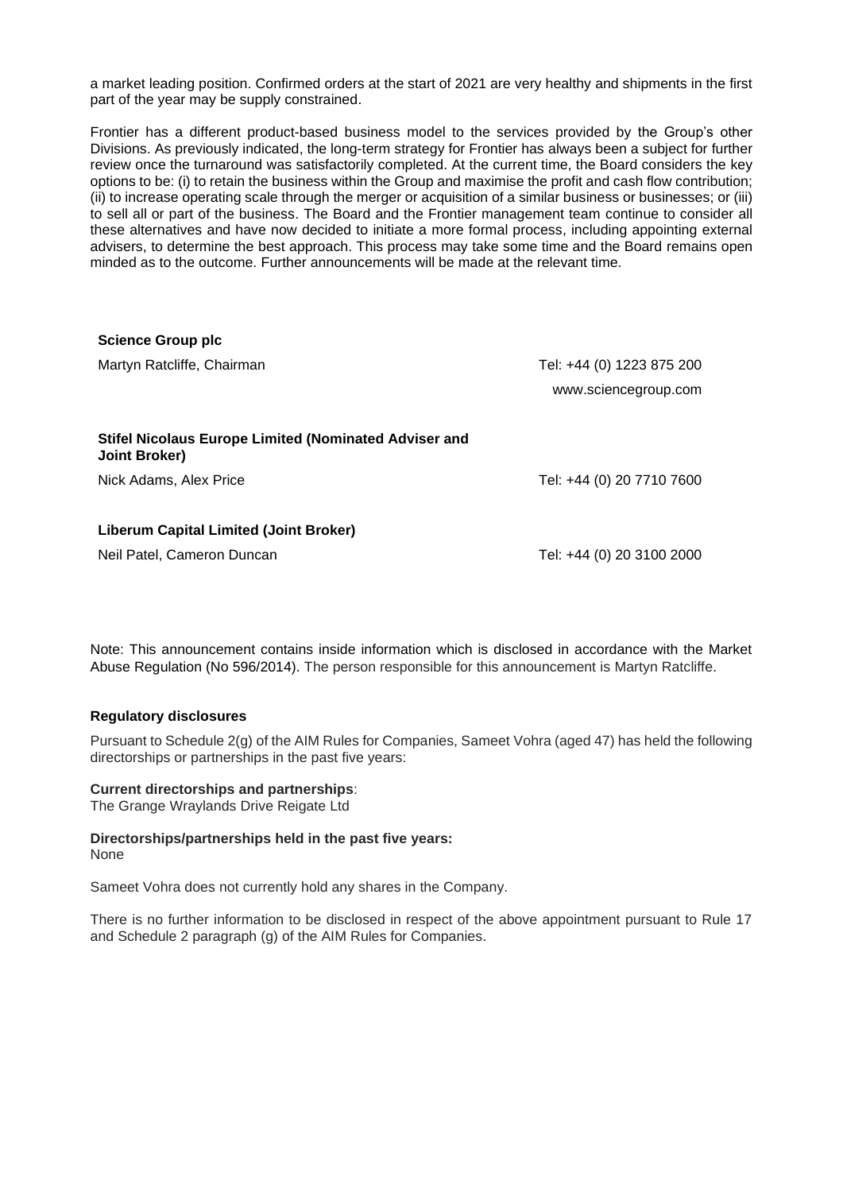a market leading position. Confirmed orders at the start of 2021 are very healthy and shipments in the first part of the year may be supply constrained.

Frontier has a different product-based business model to the services provided by the Group's other Divisions. As previously indicated, the long-term strategy for Frontier has always been a subject for further review once the turnaround was satisfactorily completed. At the current time, the Board considers the key options to be: (i) to retain the business within the Group and maximise the profit and cash flow contribution; (ii) to increase operating scale through the merger or acquisition of a similar business or businesses; or (iii) to sell all or part of the business. The Board and the Frontier management team continue to consider all these alternatives and have now decided to initiate a more formal process, including appointing external advisers, to determine the best approach. This process may take some time and the Board remains open minded as to the outcome. Further announcements will be made at the relevant time.

| | |
|---|---|
| **Science Group plc** | |
| Martyn Ratcliffe, Chairman | Tel: +44 (0) 1223 875 200 |
| | www.sciencegroup.com |
| **Stifel Nicolaus Europe Limited (Nominated Adviser and Joint Broker)** | |
| Nick Adams, Alex Price | Tel: +44 (0) 20 7710 7600 |
| **Liberum Capital Limited (Joint Broker)** | |
| Neil Patel, Cameron Duncan | Tel: +44 (0) 20 3100 2000 |

Note: This announcement contains inside information which is disclosed in accordance with the Market Abuse Regulation (No 596/2014). The person responsible for this announcement is Martyn Ratcliffe.

**Regulatory disclosures**

Pursuant to Schedule 2(g) of the AIM Rules for Companies, Sameet Vohra (aged 47) has held the following directorships or partnerships in the past five years:

**Current directorships and partnerships**:
The Grange Wraylands Drive Reigate Ltd

**Directorships/partnerships held in the past five years:**
None

Sameet Vohra does not currently hold any shares in the Company.

There is no further information to be disclosed in respect of the above appointment pursuant to Rule 17 and Schedule 2 paragraph (g) of the AIM Rules for Companies.